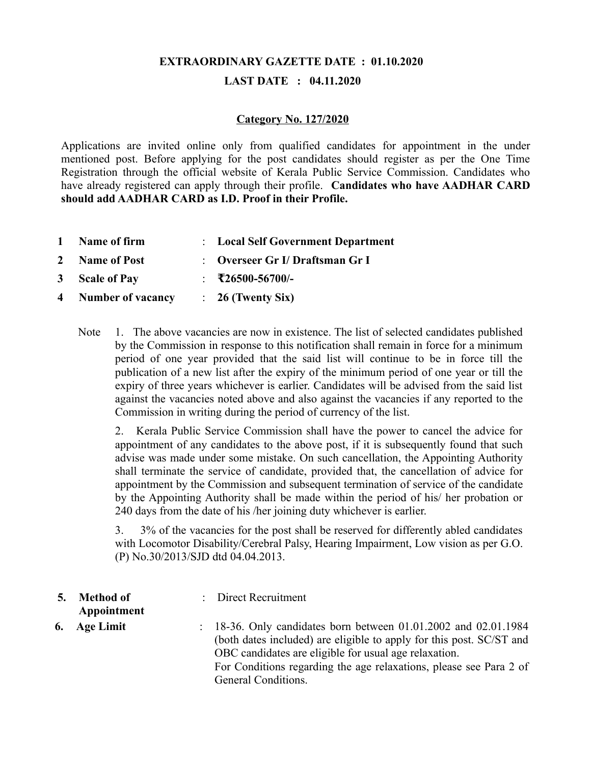**EXTRAORDINARY GAZETTE DATE : 01.10.2020**

**LAST DATE : 04.11.2020**

**Category No. 127/2020**

Applications are invited online only from qualified candidates for appointment in the under mentioned post. Before applying for the post candidates should register as per the One Time Registration through the official website of Kerala Public Service Commission. Candidates who have already registered can apply through their profile. **Candidates who have AADHAR CARD should add AADHAR CARD as I.D. Proof in their Profile.**

| | | | |
|---|---|---|---|
| **1** | **Name of firm** | : | **Local Self Government Department** |
| **2** | **Name of Post** | : | **Overseer Gr I/ Draftsman Gr I** |
| **3** | **Scale of Pay** | : | **₹26500-56700/-** |
| **4** | **Number of vacancy** | : | **26 (Twenty Six)** |

Note 1. The above vacancies are now in existence. The list of selected candidates published by the Commission in response to this notification shall remain in force for a minimum period of one year provided that the said list will continue to be in force till the publication of a new list after the expiry of the minimum period of one year or till the expiry of three years whichever is earlier. Candidates will be advised from the said list against the vacancies noted above and also against the vacancies if any reported to the Commission in writing during the period of currency of the list.

2. Kerala Public Service Commission shall have the power to cancel the advice for appointment of any candidates to the above post, if it is subsequently found that such advise was made under some mistake. On such cancellation, the Appointing Authority shall terminate the service of candidate, provided that, the cancellation of advice for appointment by the Commission and subsequent termination of service of the candidate by the Appointing Authority shall be made within the period of his/ her probation or 240 days from the date of his /her joining duty whichever is earlier.

3. 3% of the vacancies for the post shall be reserved for differently abled candidates with Locomotor Disability/Cerebral Palsy, Hearing Impairment, Low vision as per G.O. (P) No.30/2013/SJD dtd 04.04.2013.

| | | | |
|---|---|---|---|
| **5.** | **Method of Appointment** | : | Direct Recruitment |
| **6.** | **Age Limit** | : | 18-36. Only candidates born between 01.01.2002 and 02.01.1984 (both dates included) are eligible to apply for this post. SC/ST and OBC candidates are eligible for usual age relaxation. For Conditions regarding the age relaxations, please see Para 2 of General Conditions. |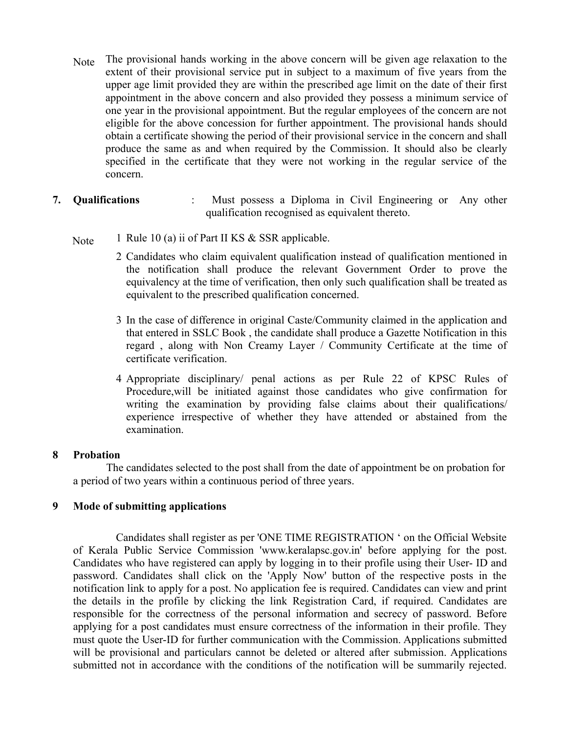Note The provisional hands working in the above concern will be given age relaxation to the extent of their provisional service put in subject to a maximum of five years from the upper age limit provided they are within the prescribed age limit on the date of their first appointment in the above concern and also provided they possess a minimum service of one year in the provisional appointment. But the regular employees of the concern are not eligible for the above concession for further appointment. The provisional hands should obtain a certificate showing the period of their provisional service in the concern and shall produce the same as and when required by the Commission. It should also be clearly specified in the certificate that they were not working in the regular service of the concern.

**7. Qualifications** : Must possess a Diploma in Civil Engineering or Any other qualification recognised as equivalent thereto.

Note

1. Rule 10 (a) ii of Part II KS & SSR applicable.
2. Candidates who claim equivalent qualification instead of qualification mentioned in the notification shall produce the relevant Government Order to prove the equivalency at the time of verification, then only such qualification shall be treated as equivalent to the prescribed qualification concerned.
3. In the case of difference in original Caste/Community claimed in the application and that entered in SSLC Book , the candidate shall produce a Gazette Notification in this regard , along with Non Creamy Layer / Community Certificate at the time of certificate verification.
4. Appropriate disciplinary/ penal actions as per Rule 22 of KPSC Rules of Procedure,will be initiated against those candidates who give confirmation for writing the examination by providing false claims about their qualifications/ experience irrespective of whether they have attended or abstained from the examination.

**8 Probation**

The candidates selected to the post shall from the date of appointment be on probation for a period of two years within a continuous period of three years.

**9 Mode of submitting applications**

Candidates shall register as per 'ONE TIME REGISTRATION ' on the Official Website of Kerala Public Service Commission 'www.keralapsc.gov.in' before applying for the post. Candidates who have registered can apply by logging in to their profile using their User- ID and password. Candidates shall click on the 'Apply Now' button of the respective posts in the notification link to apply for a post. No application fee is required. Candidates can view and print the details in the profile by clicking the link Registration Card, if required. Candidates are responsible for the correctness of the personal information and secrecy of password. Before applying for a post candidates must ensure correctness of the information in their profile. They must quote the User-ID for further communication with the Commission. Applications submitted will be provisional and particulars cannot be deleted or altered after submission. Applications submitted not in accordance with the conditions of the notification will be summarily rejected.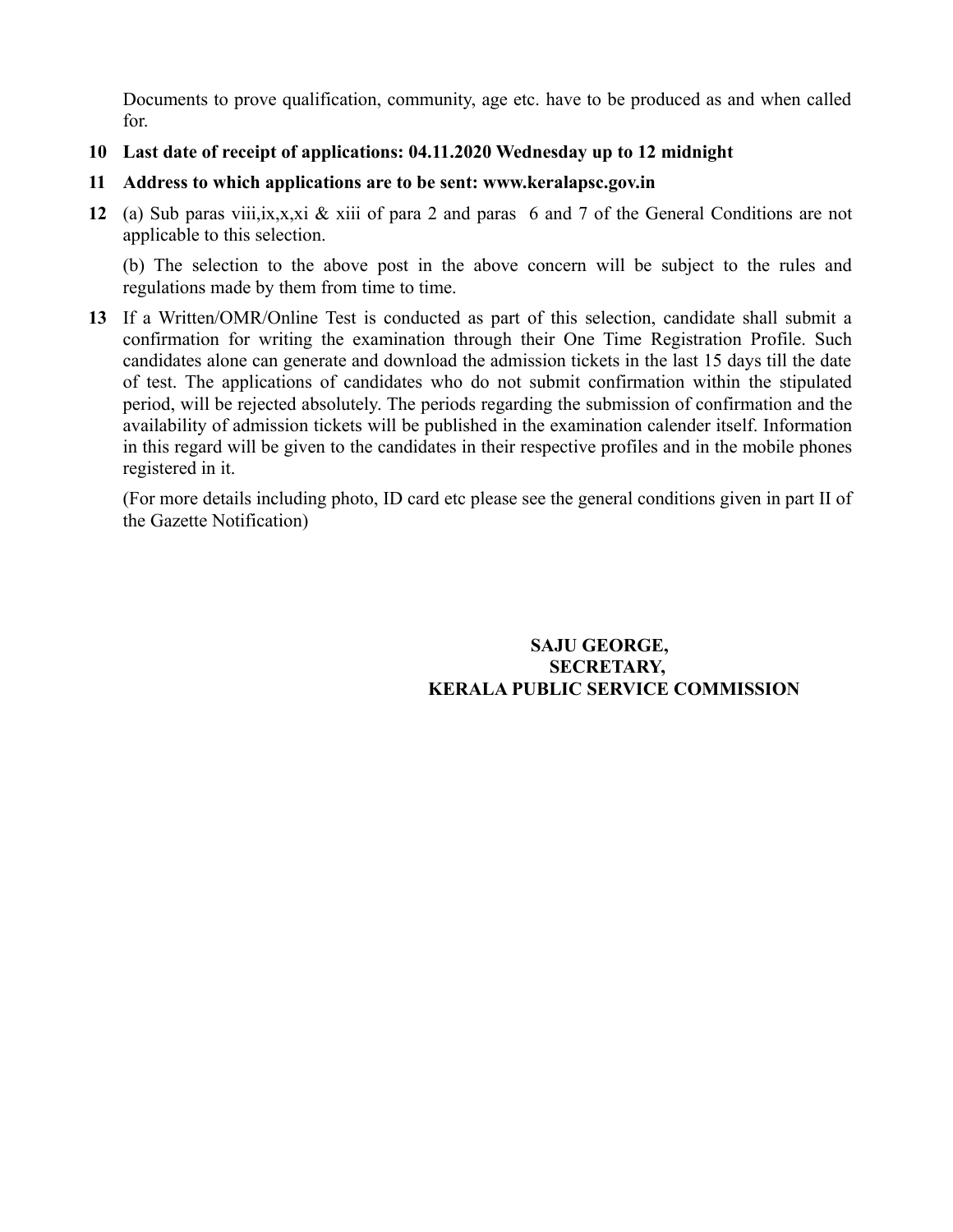Documents to prove qualification, community, age etc. have to be produced as and when called for.

**10 Last date of receipt of applications: 04.11.2020 Wednesday up to 12 midnight**

**11 Address to which applications are to be sent: www.keralapsc.gov.in**

**12** (a) Sub paras viii,ix,x,xi & xiii of para 2 and paras 6 and 7 of the General Conditions are not applicable to this selection.

(b) The selection to the above post in the above concern will be subject to the rules and regulations made by them from time to time.

**13** If a Written/OMR/Online Test is conducted as part of this selection, candidate shall submit a confirmation for writing the examination through their One Time Registration Profile. Such candidates alone can generate and download the admission tickets in the last 15 days till the date of test. The applications of candidates who do not submit confirmation within the stipulated period, will be rejected absolutely. The periods regarding the submission of confirmation and the availability of admission tickets will be published in the examination calender itself. Information in this regard will be given to the candidates in their respective profiles and in the mobile phones registered in it.

(For more details including photo, ID card etc please see the general conditions given in part II of the Gazette Notification)

**SAJU GEORGE,**
**SECRETARY,**
**KERALA PUBLIC SERVICE COMMISSION**